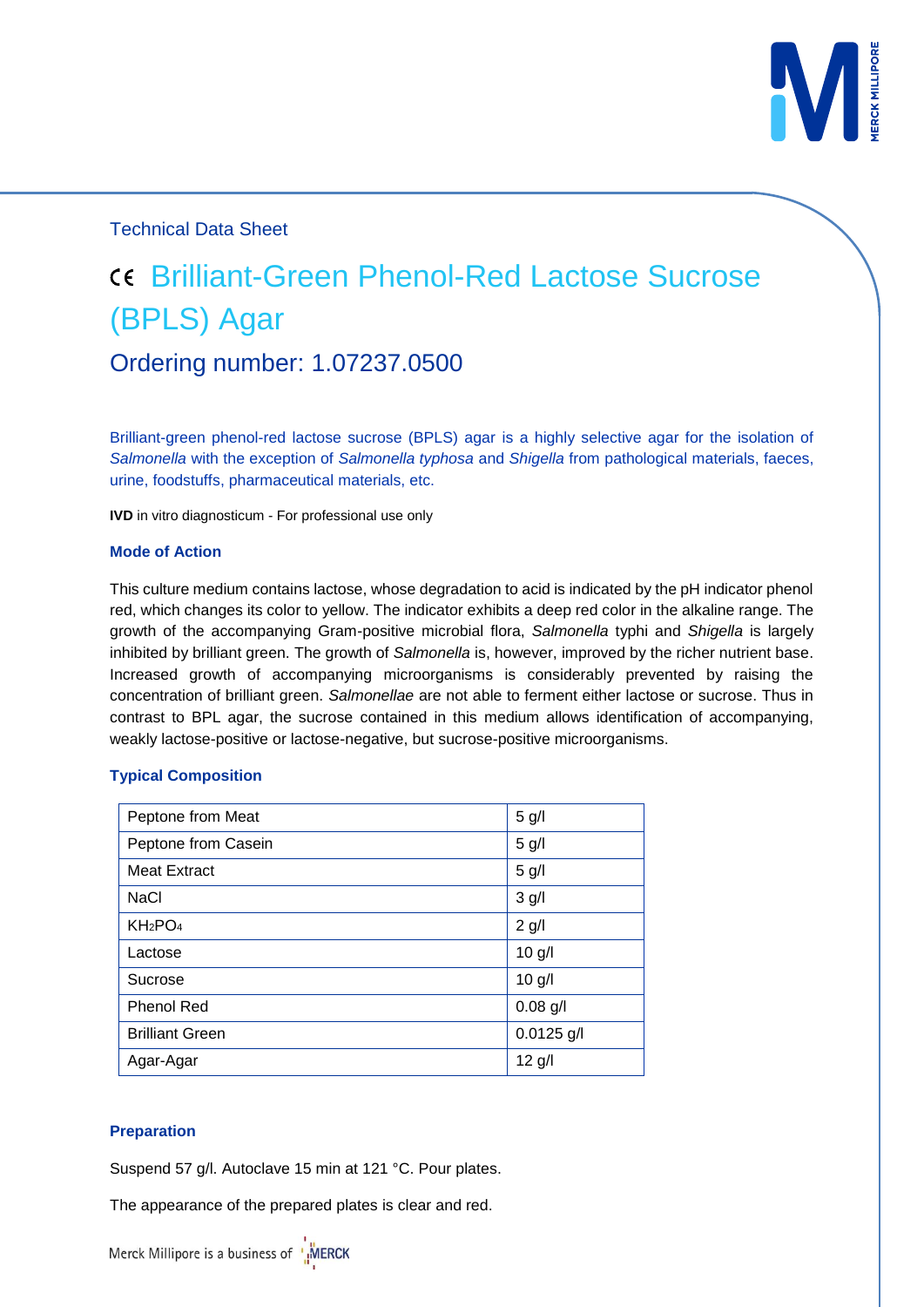Technical Data Sheet

# CE Brilliant-Green Phenol-Red Lactose Sucrose (BPLS) Agar

## Ordering number: 1.07237.0500

Brilliant-green phenol-red lactose sucrose (BPLS) agar is a highly selective agar for the isolation of *Salmonella* with the exception of *Salmonella typhosa* and *Shigella* from pathological materials, faeces, urine, foodstuffs, pharmaceutical materials, etc.

**IVD** in vitro diagnosticum - For professional use only

### Mode of Action

This culture medium contains lactose, whose degradation to acid is indicated by the pH indicator phenol red, which changes its color to yellow. The indicator exhibits a deep red color in the alkaline range. The growth of the accompanying Gram-positive microbial flora, *Salmonella* typhi and *Shigella* is largely inhibited by brilliant green. The growth of *Salmonella* is, however, improved by the richer nutrient base. Increased growth of accompanying microorganisms is considerably prevented by raising the concentration of brilliant green. *Salmonellae* are not able to ferment either lactose or sucrose. Thus in contrast to BPL agar, the sucrose contained in this medium allows identification of accompanying, weakly lactose-positive or lactose-negative, but sucrose-positive microorganisms.

### Typical Composition

| Component | Amount |
|---|---|
| Peptone from Meat | 5 g/l |
| Peptone from Casein | 5 g/l |
| Meat Extract | 5 g/l |
| NaCl | 3 g/l |
| $KH_2PO_4$ | 2 g/l |
| Lactose | 10 g/l |
| Sucrose | 10 g/l |
| Phenol Red | 0.08 g/l |
| Brilliant Green | 0.0125 g/l |
| Agar-Agar | 12 g/l |

### Preparation

Suspend 57 g/l. Autoclave 15 min at 121 °C. Pour plates.

The appearance of the prepared plates is clear and red.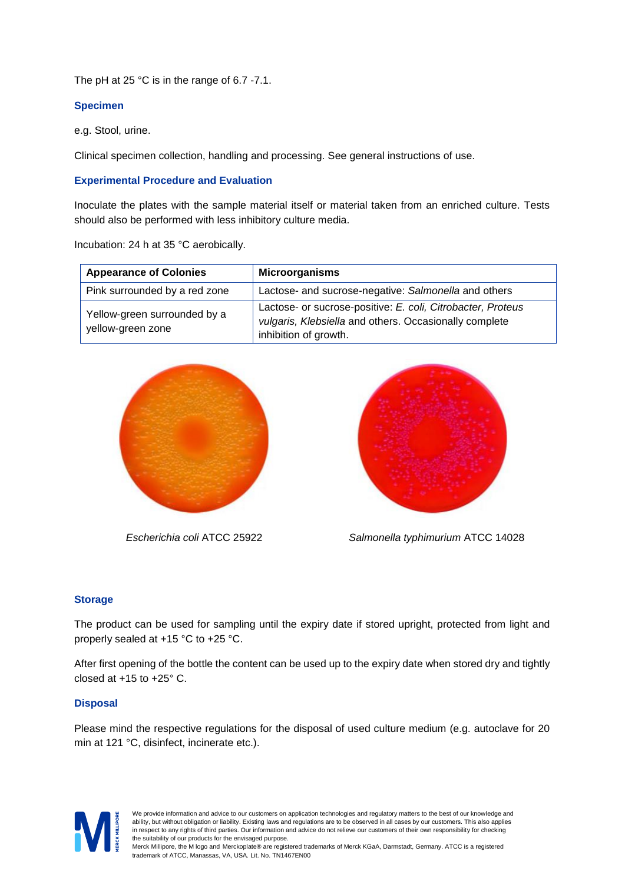The pH at 25 °C is in the range of 6.7 -7.1.

### Specimen

e.g. Stool, urine.

Clinical specimen collection, handling and processing. See general instructions of use.

### Experimental Procedure and Evaluation

Inoculate the plates with the sample material itself or material taken from an enriched culture. Tests should also be performed with less inhibitory culture media.

Incubation: 24 h at 35 °C aerobically.

| Appearance of Colonies | Microorganisms |
|---|---|
| Pink surrounded by a red zone | Lactose- and sucrose-negative: *Salmonella* and others |
| Yellow-green surrounded by a yellow-green zone | Lactose- or sucrose-positive: *E. coli, Citrobacter, Proteus vulgaris, Klebsiella* and others. Occasionally complete inhibition of growth. |

*Escherichia coli* ATCC 25922

*Salmonella typhimurium* ATCC 14028

### Storage

The product can be used for sampling until the expiry date if stored upright, protected from light and properly sealed at +15 °C to +25 °C.

After first opening of the bottle the content can be used up to the expiry date when stored dry and tightly closed at +15 to +25° C.

### Disposal

Please mind the respective regulations for the disposal of used culture medium (e.g. autoclave for 20 min at 121 °C, disinfect, incinerate etc.).

We provide information and advice to our customers on application technologies and regulatory matters to the best of our knowledge and ability, but without obligation or liability. Existing laws and regulations are to be observed in all cases by our customers. This also applies in respect to any rights of third parties. Our information and advice do not relieve our customers of their own responsibility for checking the suitability of our products for the envisaged purpose.
Merck Millipore, the M logo and Merckoplate® are registered trademarks of Merck KGaA, Darmstadt, Germany. ATCC is a registered trademark of ATCC, Manassas, VA, USA. Lit. No. TN1467EN00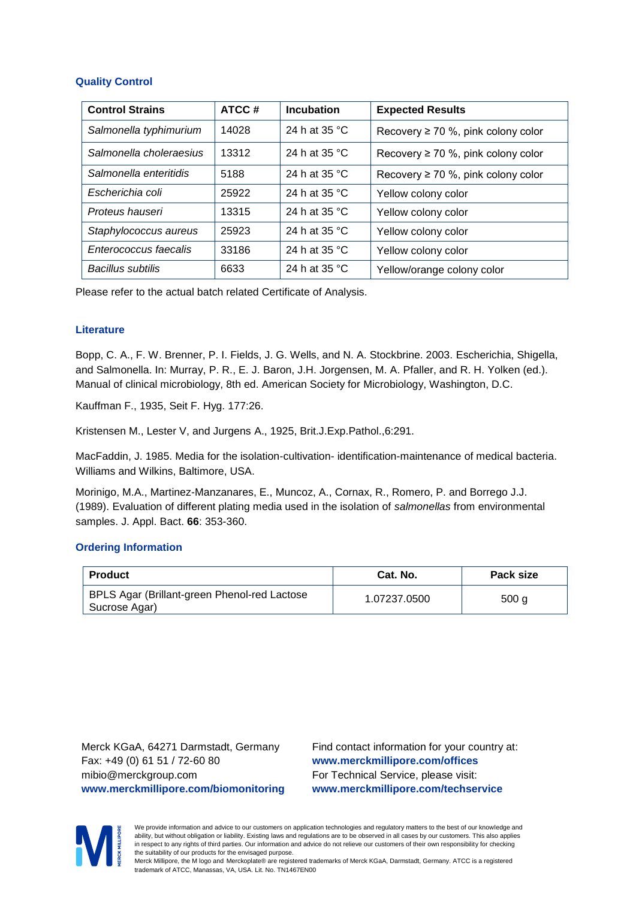## Quality Control

| Control Strains | ATCC # | Incubation | Expected Results |
|---|---|---|---|
| *Salmonella typhimurium* | 14028 | 24 h at 35 °C | Recovery ≥ 70 %, pink colony color |
| *Salmonella choleraesius* | 13312 | 24 h at 35 °C | Recovery ≥ 70 %, pink colony color |
| *Salmonella enteritidis* | 5188 | 24 h at 35 °C | Recovery ≥ 70 %, pink colony color |
| *Escherichia coli* | 25922 | 24 h at 35 °C | Yellow colony color |
| *Proteus hauseri* | 13315 | 24 h at 35 °C | Yellow colony color |
| *Staphylococcus aureus* | 25923 | 24 h at 35 °C | Yellow colony color |
| *Enterococcus faecalis* | 33186 | 24 h at 35 °C | Yellow colony color |
| *Bacillus subtilis* | 6633 | 24 h at 35 °C | Yellow/orange colony color |

Please refer to the actual batch related Certificate of Analysis.

## Literature

Bopp, C. A., F. W. Brenner, P. I. Fields, J. G. Wells, and N. A. Stockbrine. 2003. Escherichia, Shigella, and Salmonella. In: Murray, P. R., E. J. Baron, J.H. Jorgensen, M. A. Pfaller, and R. H. Yolken (ed.). Manual of clinical microbiology, 8th ed. American Society for Microbiology, Washington, D.C.

Kauffman F., 1935, Seit F. Hyg. 177:26.

Kristensen M., Lester V, and Jurgens A., 1925, Brit.J.Exp.Pathol.,6:291.

MacFaddin, J. 1985. Media for the isolation-cultivation- identification-maintenance of medical bacteria. Williams and Wilkins, Baltimore, USA.

Morinigo, M.A., Martinez-Manzanares, E., Muncoz, A., Cornax, R., Romero, P. and Borrego J.J. (1989). Evaluation of different plating media used in the isolation of *salmonellas* from environmental samples. J. Appl. Bact. **66**: 353-360.

## Ordering Information

| Product | Cat. No. | Pack size |
|---|---|---|
| BPLS Agar (Brillant-green Phenol-red Lactose Sucrose Agar) | 1.07237.0500 | 500 g |

Merck KGaA, 64271 Darmstadt, Germany
Fax: +49 (0) 61 51 / 72-60 80
mibio@merckgroup.com
**www.merckmillipore.com/biomonitoring**

Find contact information for your country at:
**www.merckmillipore.com/offices**
For Technical Service, please visit:
**www.merckmillipore.com/techservice**

We provide information and advice to our customers on application technologies and regulatory matters to the best of our knowledge and ability, but without obligation or liability. Existing laws and regulations are to be observed in all cases by our customers. This also applies in respect to any rights of third parties. Our information and advice do not relieve our customers of their own responsibility for checking the suitability of our products for the envisaged purpose.
Merck Millipore, the M logo and Merckoplate® are registered trademarks of Merck KGaA, Darmstadt, Germany. ATCC is a registered trademark of ATCC, Manassas, VA, USA. Lit. No. TN1467EN00